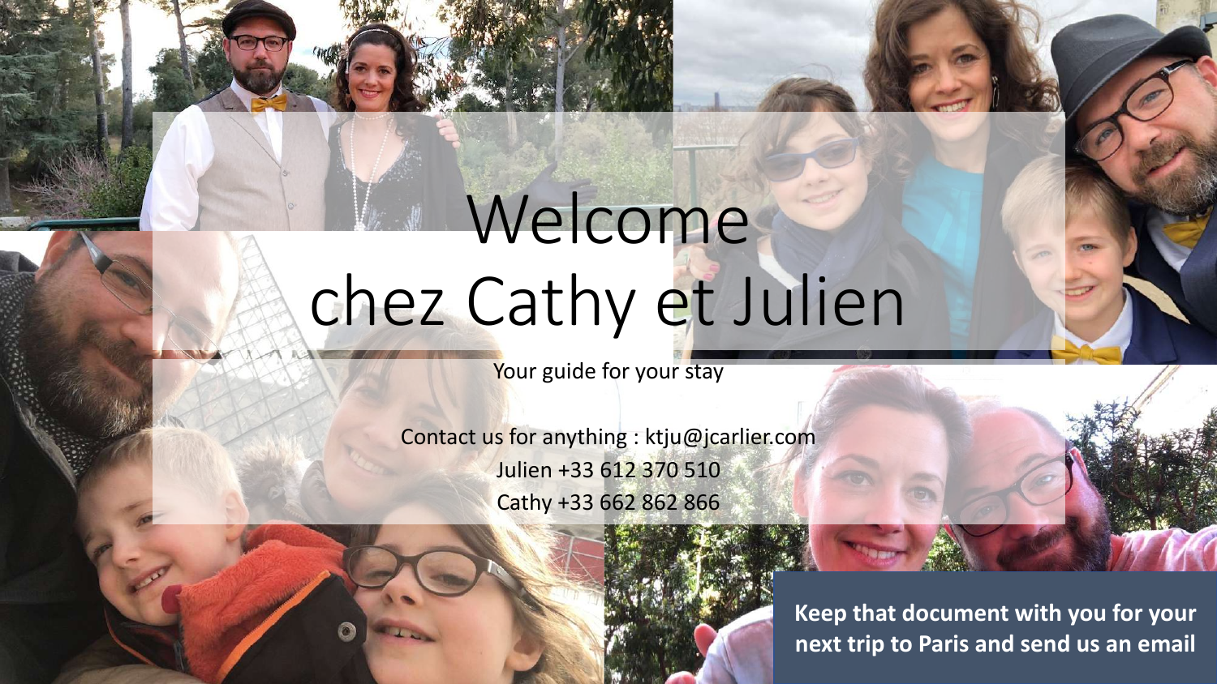# Welcome chez Cathy et Julien

Your guide for your stay

Contact us for anything : ktju@jcarlier.com
Julien +33 612 370 510
Cathy +33 662 862 866

**Keep that document with you for your next trip to Paris and send us an email**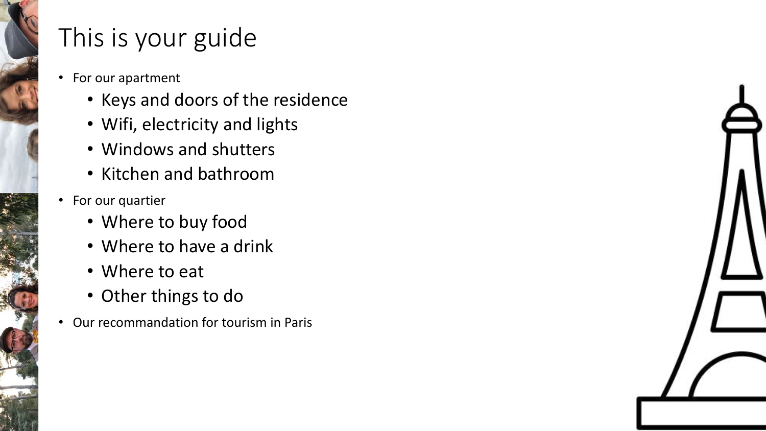# This is your guide

- For our apartment
  - Keys and doors of the residence
  - Wifi, electricity and lights
  - Windows and shutters
  - Kitchen and bathroom
- For our quartier
  - Where to buy food
  - Where to have a drink
  - Where to eat
  - Other things to do
- Our recommandation for tourism in Paris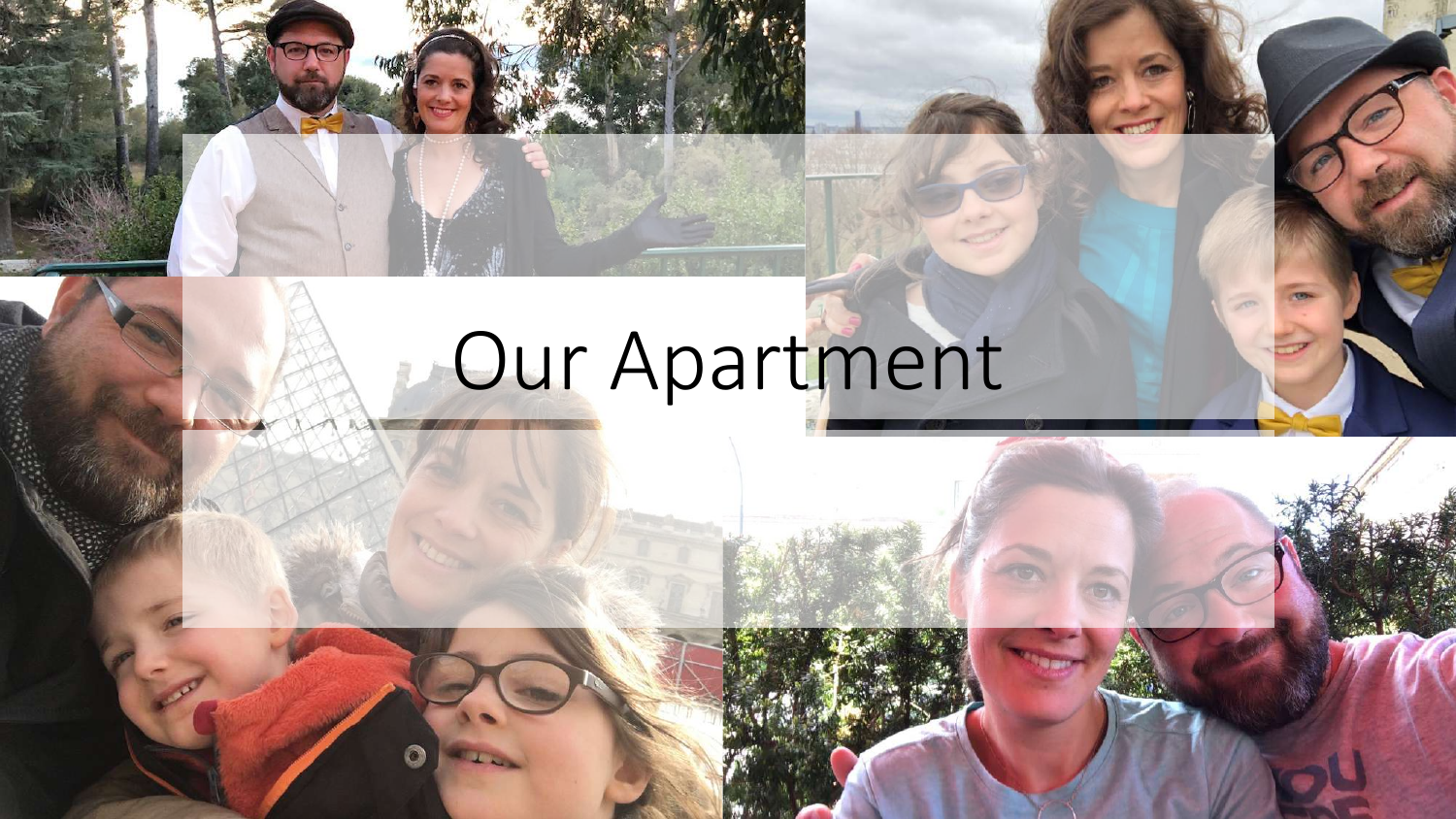# Our Apartment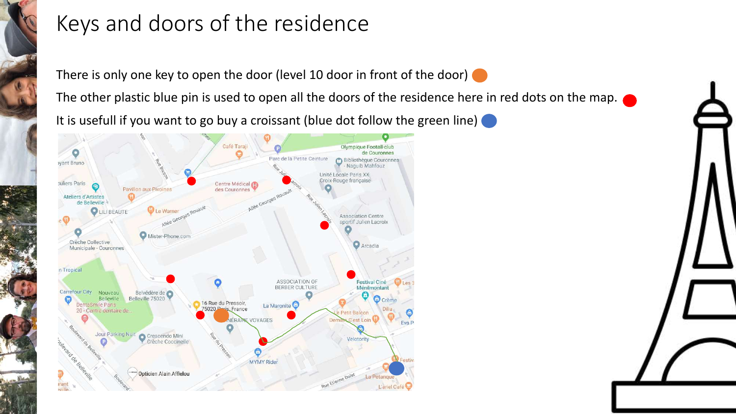# Keys and doors of the residence

There is only one key to open the door (level 10 door in front of the door)

The other plastic blue pin is used to open all the doors of the residence here in red dots on the map.

It is usefull if you want to go buy a croissant (blue dot follow the green line)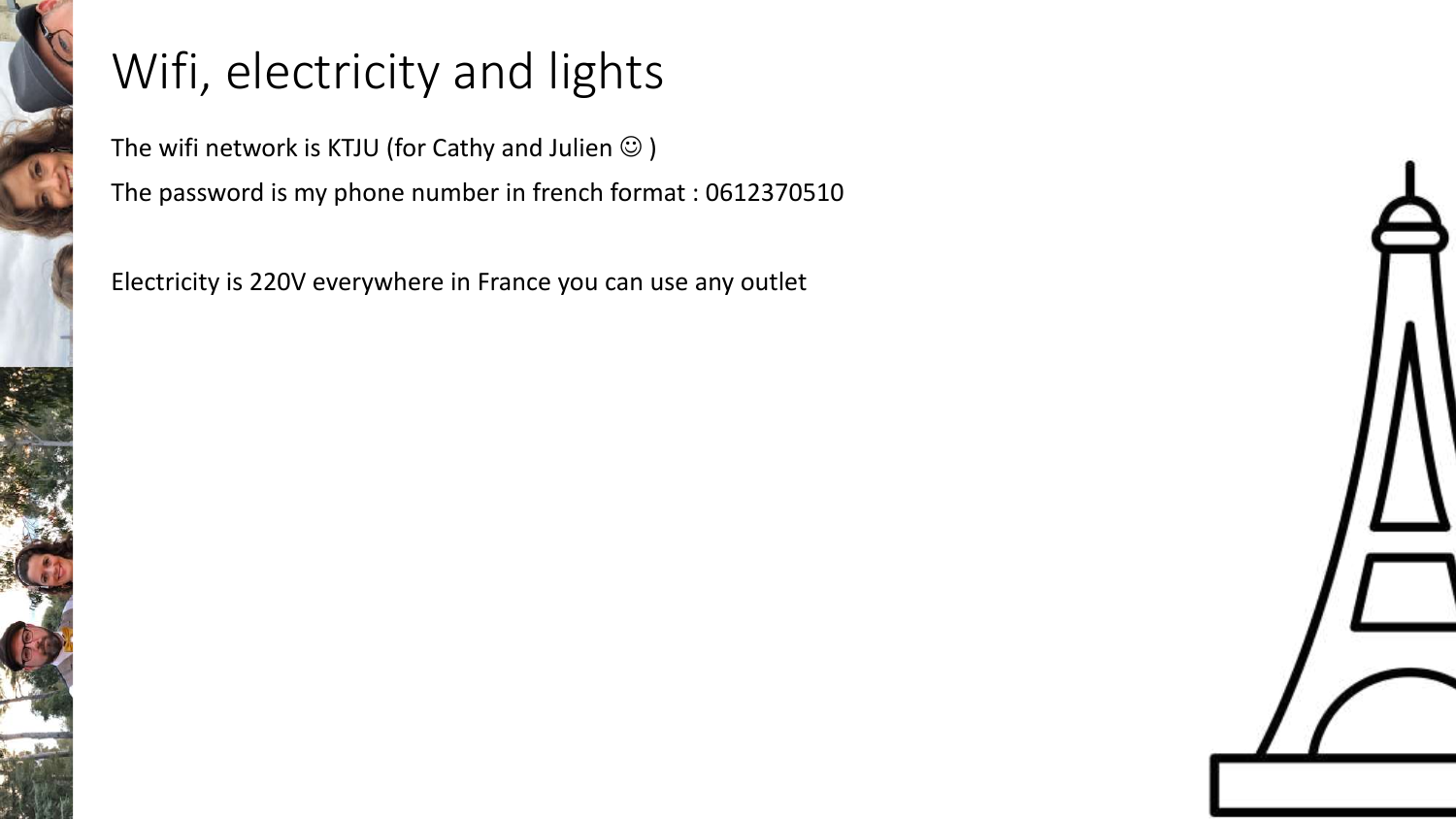# Wifi, electricity and lights

The wifi network is KTJU (for Cathy and Julien ☺ )

The password is my phone number in french format : 0612370510

Electricity is 220V everywhere in France you can use any outlet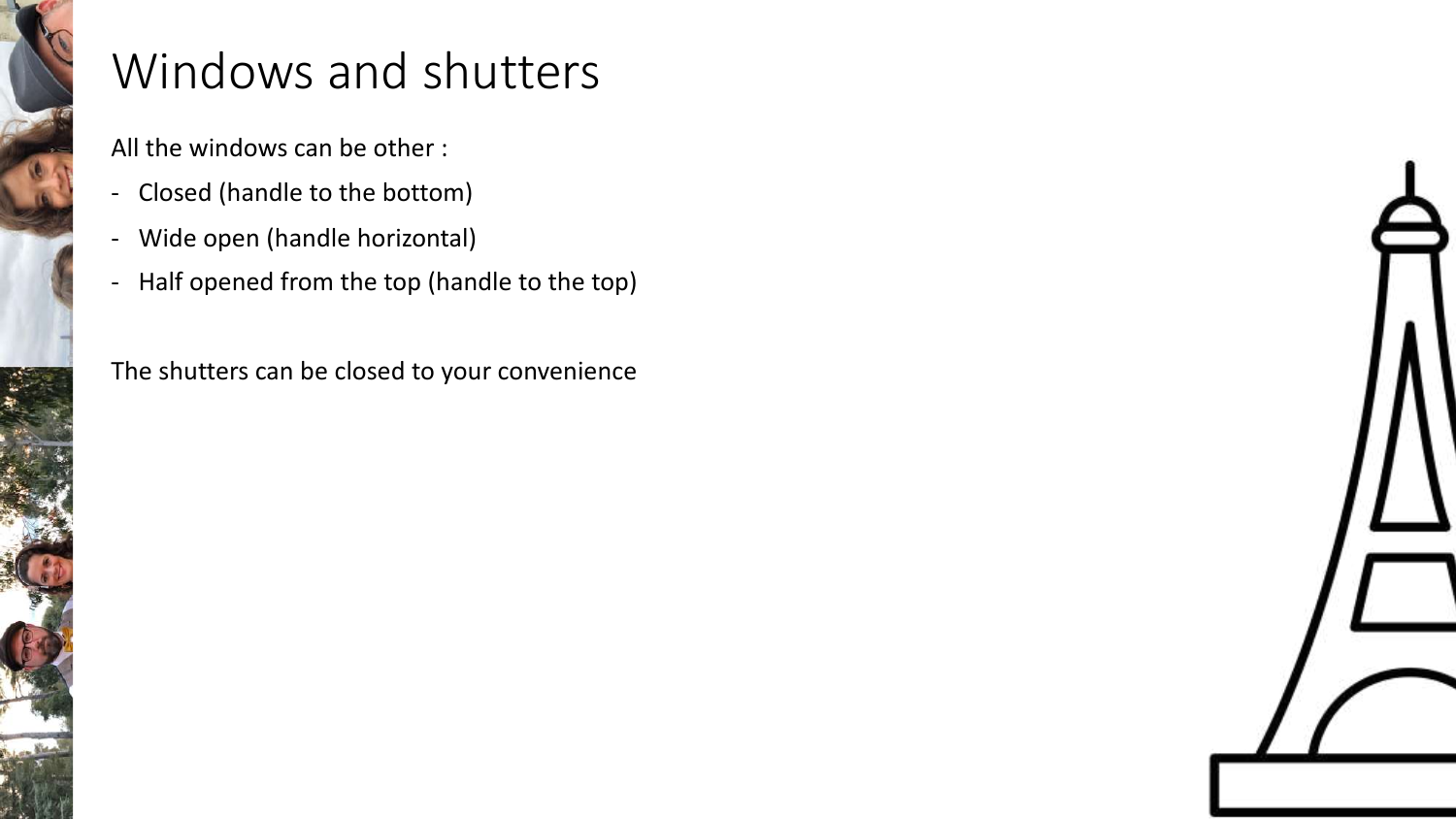# Windows and shutters

All the windows can be other :

- Closed (handle to the bottom)
- Wide open (handle horizontal)
- Half opened from the top (handle to the top)

The shutters can be closed to your convenience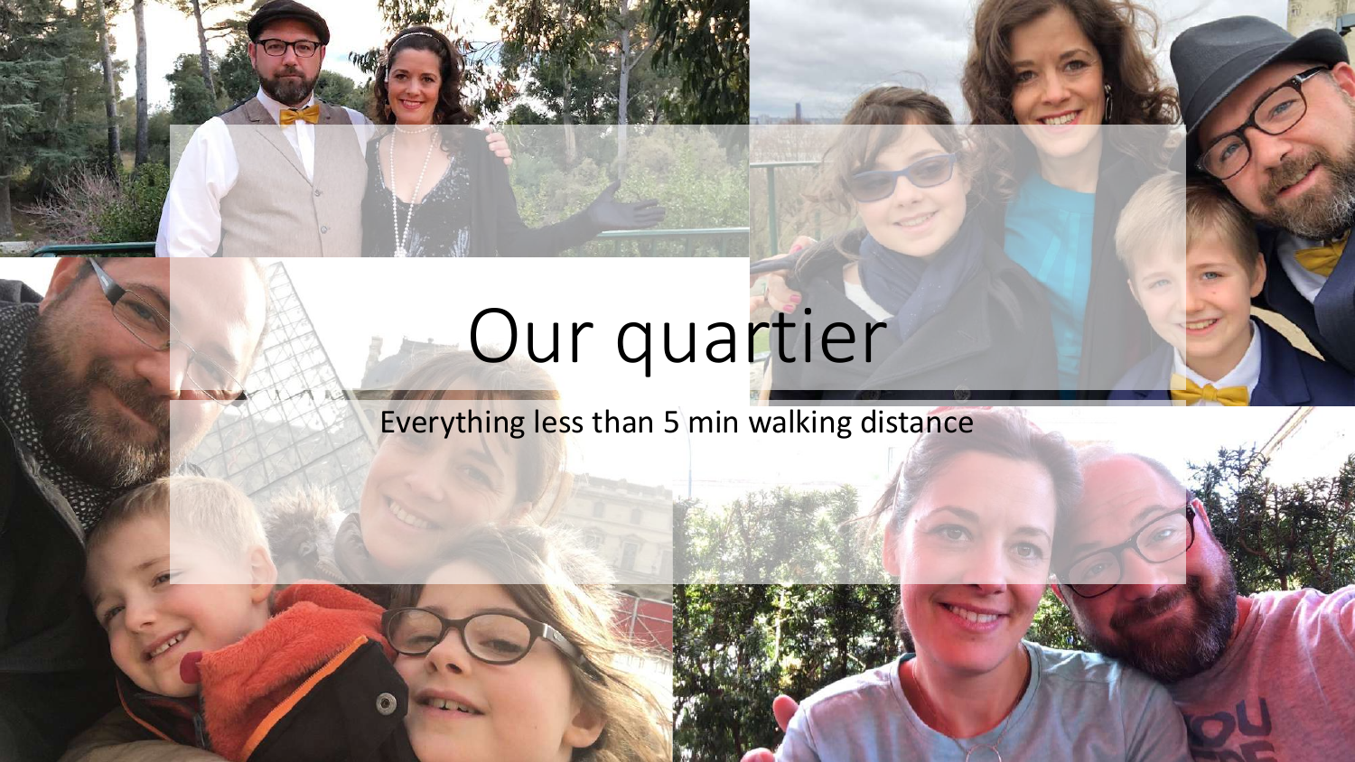# Our quartier

Everything less than 5 min walking distance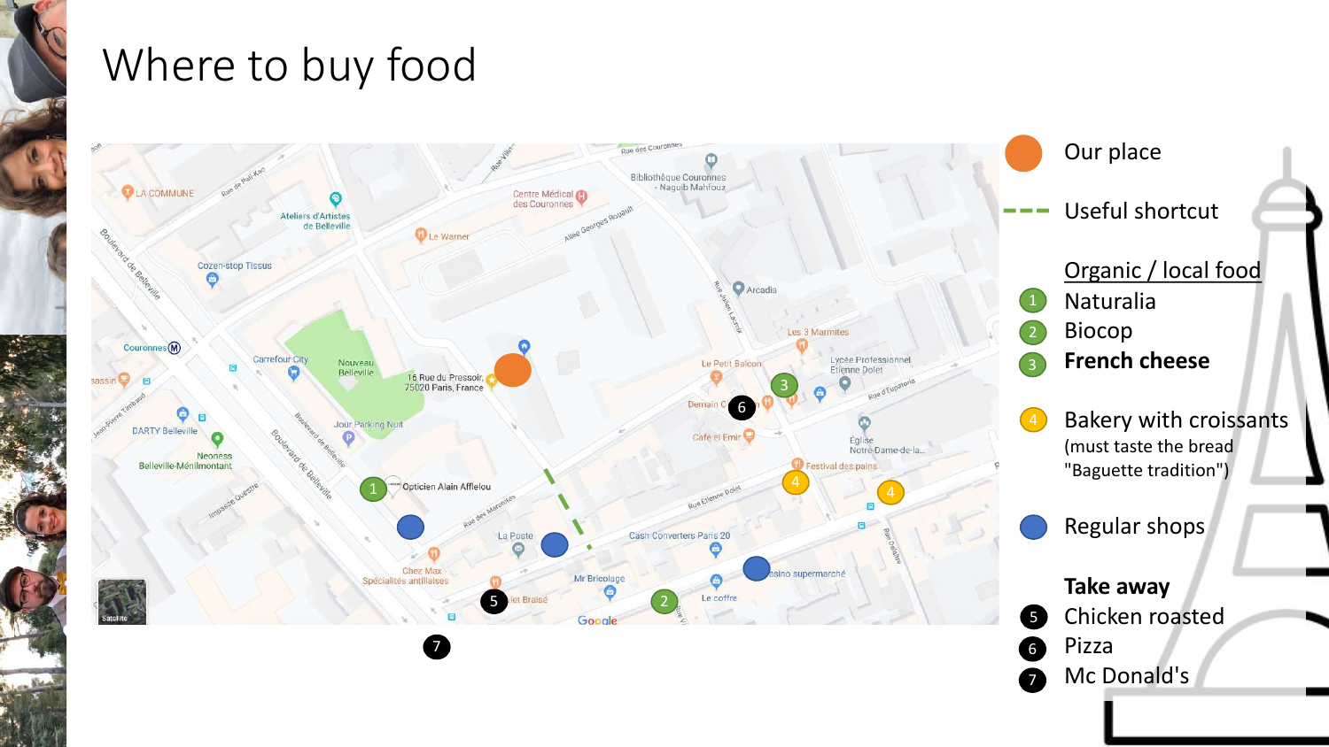# Where to buy food

Our place

Useful shortcut

Organic / local food

1. Naturalia
2. Biocop
3. **French cheese**

4. Bakery with croissants (must taste the bread "Baguette tradition")

Regular shops

**Take away**

5. Chicken roasted
6. Pizza
7. Mc Donald's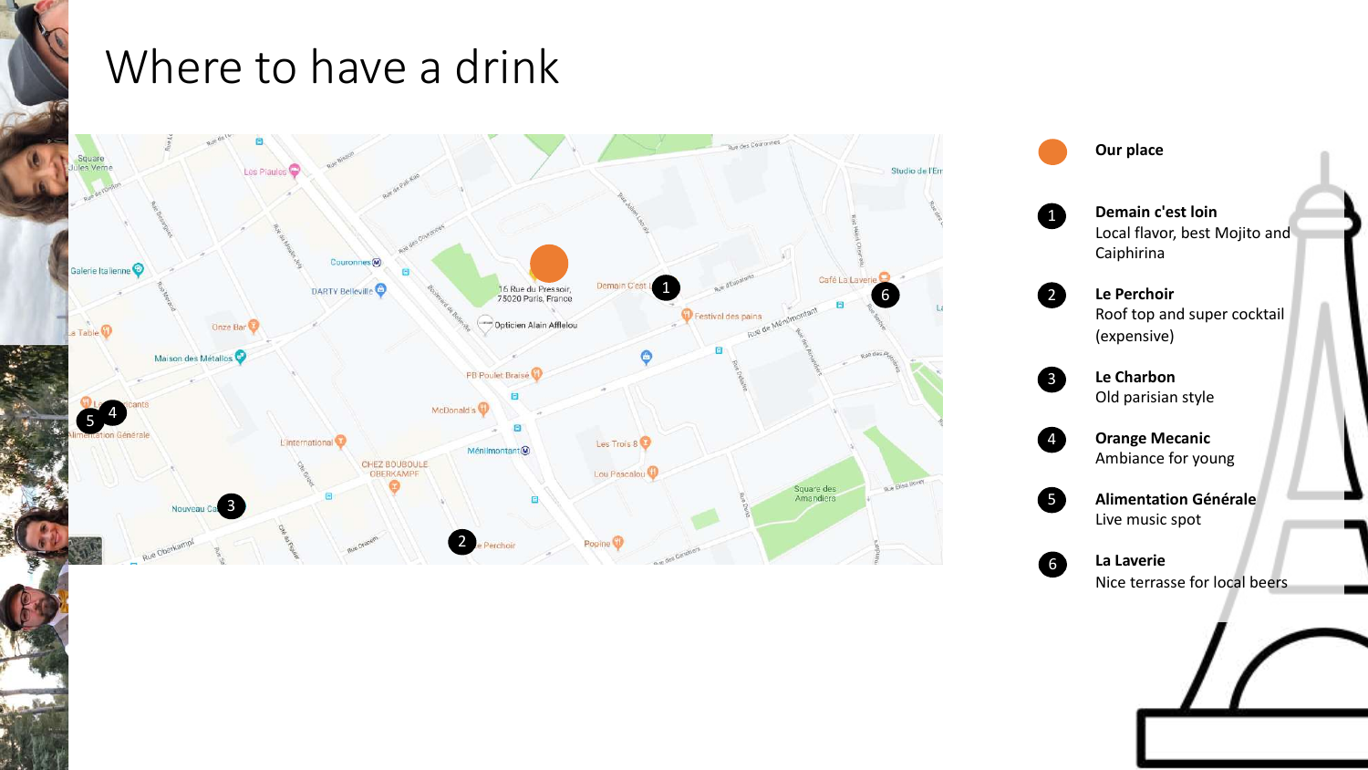# Where to have a drink

- **Our place**
1. **Demain c'est loin**
   Local flavor, best Mojito and Caiphirina
2. **Le Perchoir**
   Roof top and super cocktail (expensive)
3. **Le Charbon**
   Old parisian style
4. **Orange Mecanic**
   Ambiance for young
5. **Alimentation Générale**
   Live music spot
6. **La Laverie**
   Nice terrasse for local beers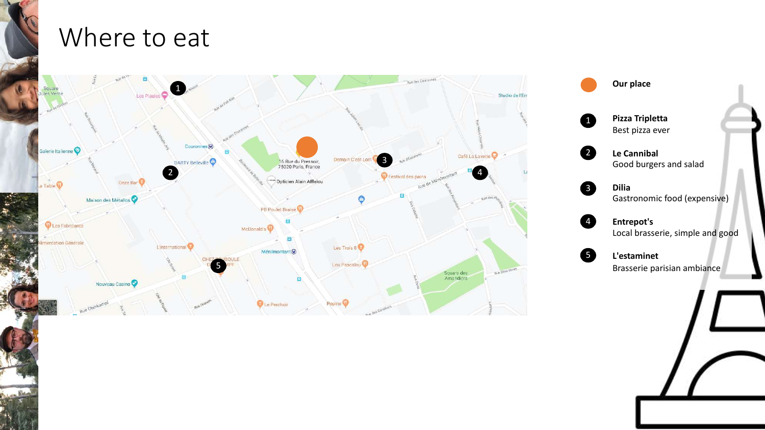# Where to eat

- **Our place**
1. **Pizza Tripletta**
   Best pizza ever
2. **Le Cannibal**
   Good burgers and salad
3. **Dilia**
   Gastronomic food (expensive)
4. **Entrepot's**
   Local brasserie, simple and good
5. **L'estaminet**
   Brasserie parisian ambiance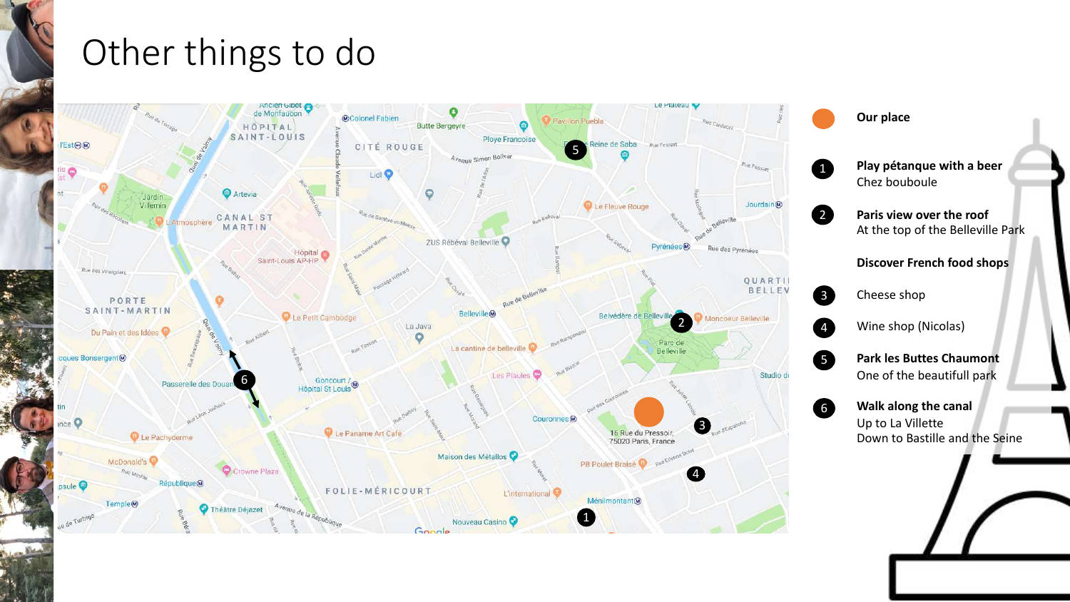# Other things to do

- **Our place**

1. **Play pétanque with a beer**
   Chez bouboule
2. **Paris view over the roof**
   At the top of the Belleville Park

**Discover French food shops**

3. Cheese shop
4. Wine shop (Nicolas)
5. **Park les Buttes Chaumont**
   One of the beautifull park
6. **Walk along the canal**
   Up to La Villette
   Down to Bastille and the Seine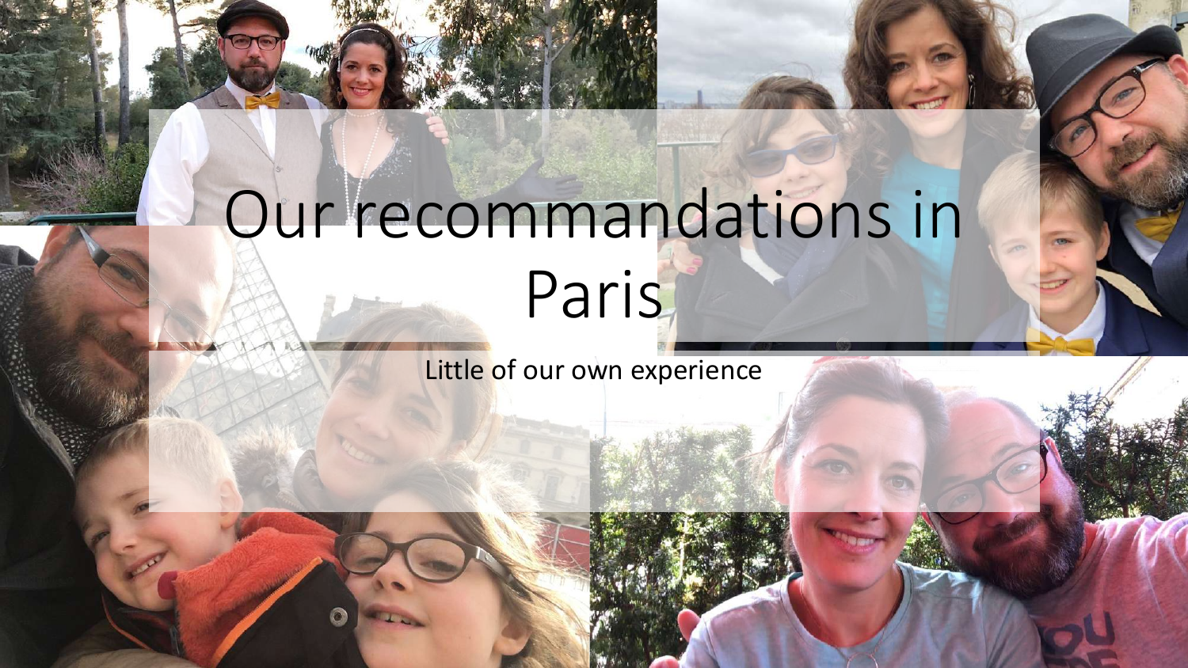# Our recommandations in Paris

Little of our own experience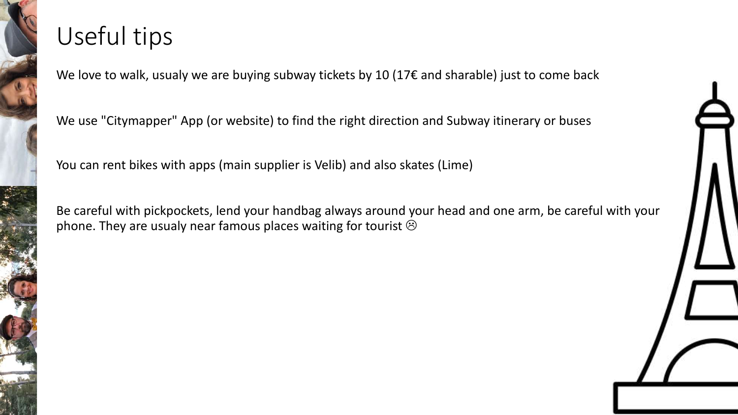# Useful tips

We love to walk, usualy we are buying subway tickets by 10 (17€ and sharable) just to come back

We use "Citymapper" App (or website) to find the right direction and Subway itinerary or buses

You can rent bikes with apps (main supplier is Velib) and also skates (Lime)

Be careful with pickpockets, lend your handbag always around your head and one arm, be careful with your phone. They are usualy near famous places waiting for tourist ☹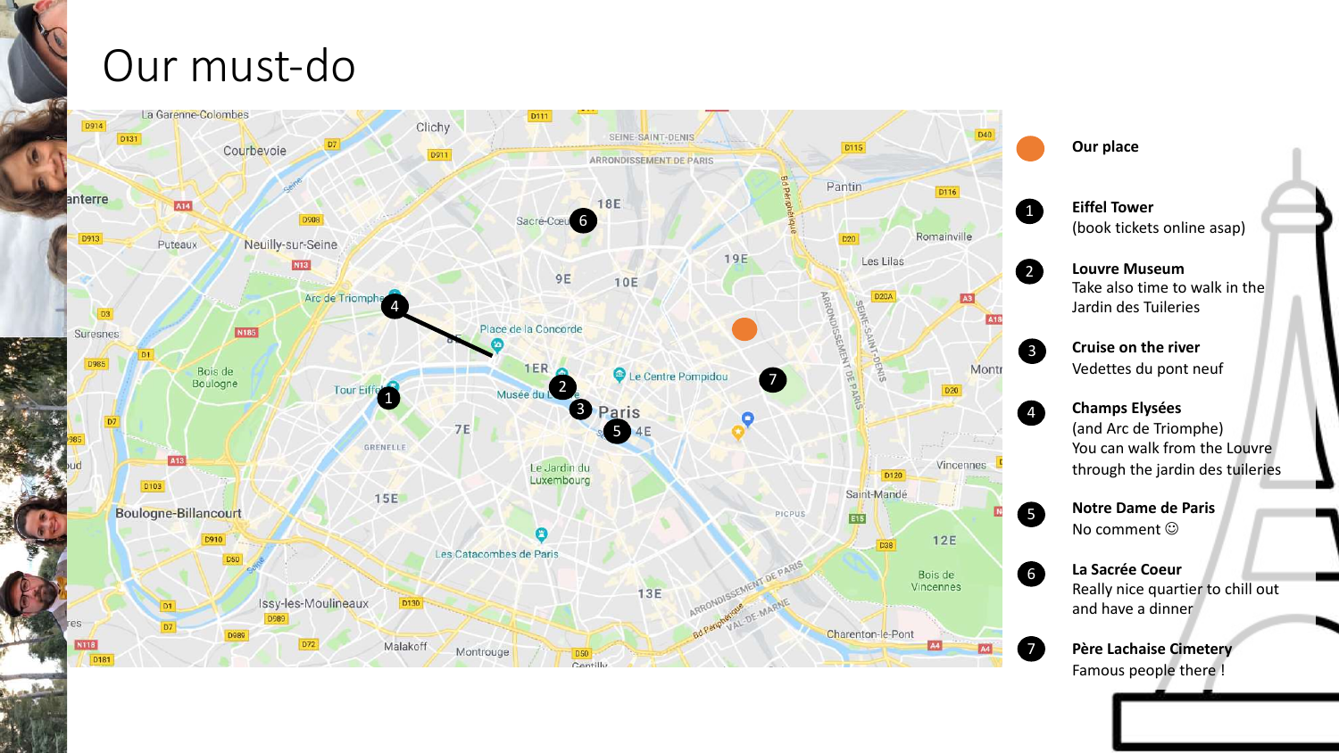# Our must-do

- **Our place**
1. **Eiffel Tower**
   (book tickets online asap)
2. **Louvre Museum**
   Take also time to walk in the Jardin des Tuileries
3. **Cruise on the river**
   Vedettes du pont neuf
4. **Champs Elysées**
   (and Arc de Triomphe)
   You can walk from the Louvre through the jardin des tuileries
5. **Notre Dame de Paris**
   No comment ☺
6. **La Sacrée Coeur**
   Really nice quartier to chill out and have a dinner
7. **Père Lachaise Cimetery**
   Famous people there !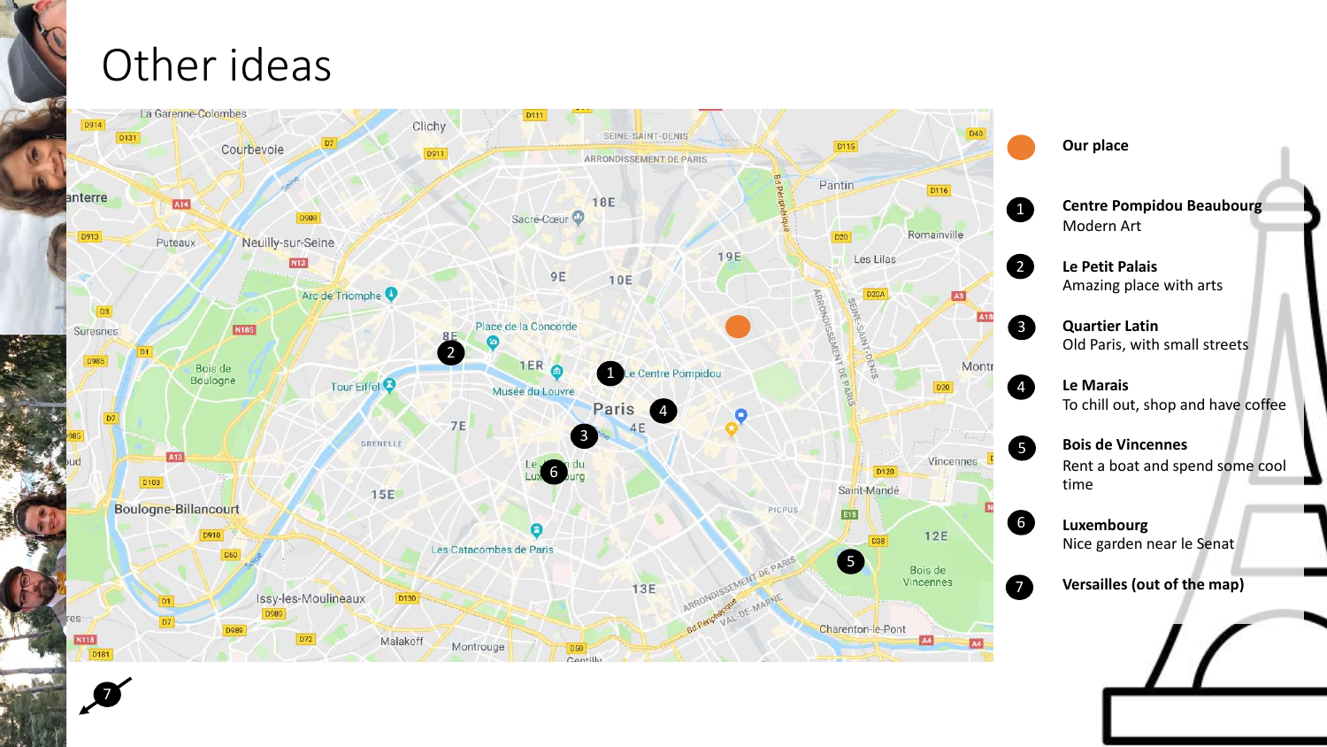# Other ideas

- **Our place**
1. **Centre Pompidou Beaubourg**
   Modern Art
2. **Le Petit Palais**
   Amazing place with arts
3. **Quartier Latin**
   Old Paris, with small streets
4. **Le Marais**
   To chill out, shop and have coffee
5. **Bois de Vincennes**
   Rent a boat and spend some cool time
6. **Luxembourg**
   Nice garden near le Senat
7. **Versailles (out of the map)**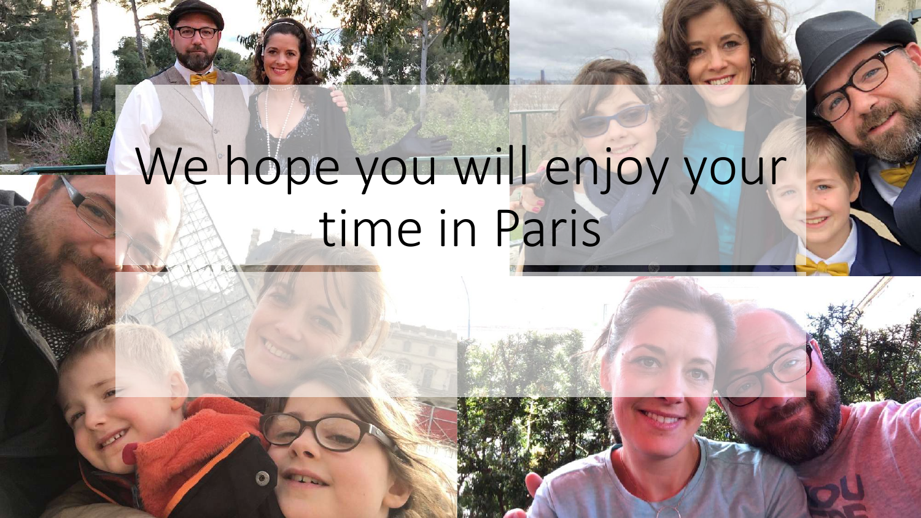We hope you will enjoy your time in Paris